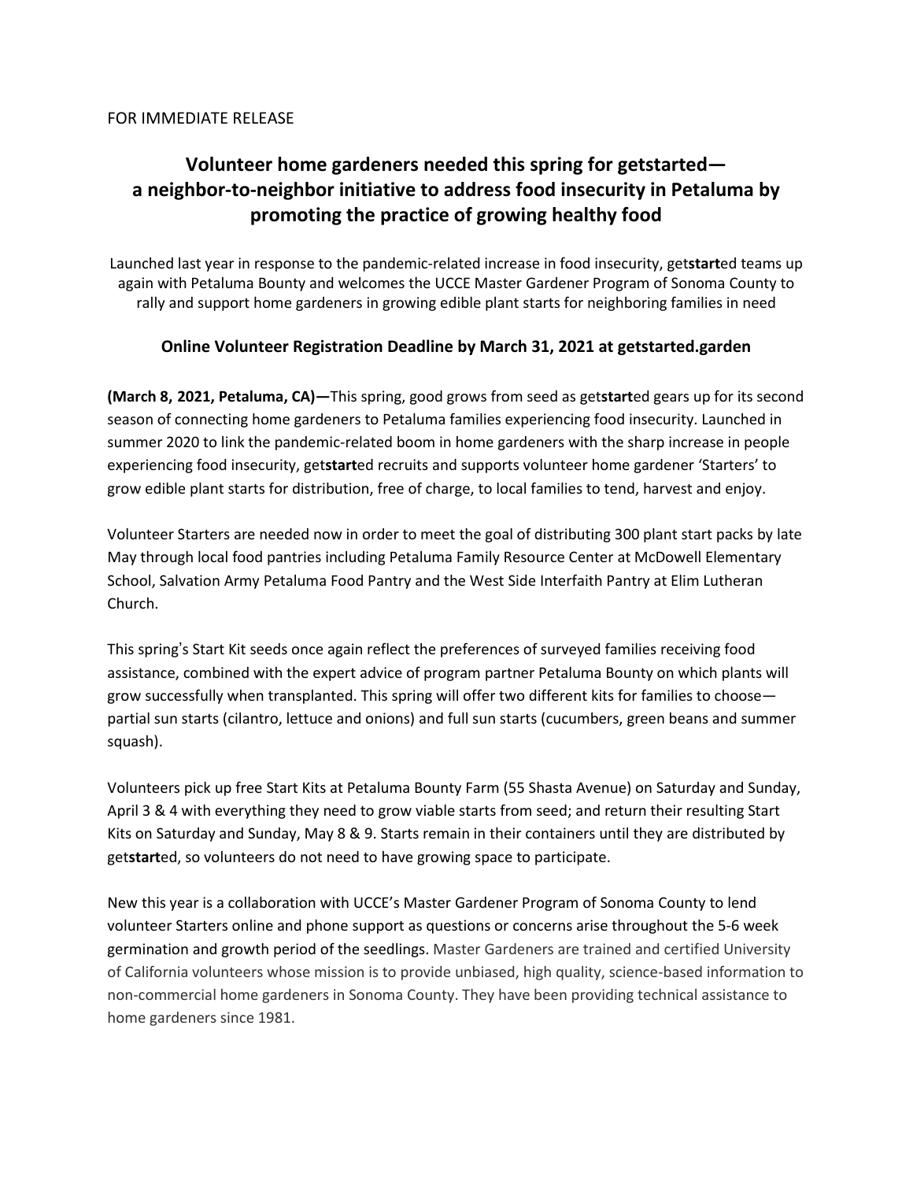FOR IMMEDIATE RELEASE

# Volunteer home gardeners needed this spring for getstarted—
# a neighbor-to-neighbor initiative to address food insecurity in Petaluma by promoting the practice of growing healthy food

Launched last year in response to the pandemic-related increase in food insecurity, get**start**ed teams up again with Petaluma Bounty and welcomes the UCCE Master Gardener Program of Sonoma County to rally and support home gardeners in growing edible plant starts for neighboring families in need

**Online Volunteer Registration Deadline by March 31, 2021 at getstarted.garden**

**(March 8, 2021, Petaluma, CA)—**This spring, good grows from seed as get**start**ed gears up for its second season of connecting home gardeners to Petaluma families experiencing food insecurity. Launched in summer 2020 to link the pandemic-related boom in home gardeners with the sharp increase in people experiencing food insecurity, get**start**ed recruits and supports volunteer home gardener 'Starters' to grow edible plant starts for distribution, free of charge, to local families to tend, harvest and enjoy.

Volunteer Starters are needed now in order to meet the goal of distributing 300 plant start packs by late May through local food pantries including Petaluma Family Resource Center at McDowell Elementary School, Salvation Army Petaluma Food Pantry and the West Side Interfaith Pantry at Elim Lutheran Church.

This spring's Start Kit seeds once again reflect the preferences of surveyed families receiving food assistance, combined with the expert advice of program partner Petaluma Bounty on which plants will grow successfully when transplanted. This spring will offer two different kits for families to choose—partial sun starts (cilantro, lettuce and onions) and full sun starts (cucumbers, green beans and summer squash).

Volunteers pick up free Start Kits at Petaluma Bounty Farm (55 Shasta Avenue) on Saturday and Sunday, April 3 & 4 with everything they need to grow viable starts from seed; and return their resulting Start Kits on Saturday and Sunday, May 8 & 9. Starts remain in their containers until they are distributed by get**start**ed, so volunteers do not need to have growing space to participate.

New this year is a collaboration with UCCE's Master Gardener Program of Sonoma County to lend volunteer Starters online and phone support as questions or concerns arise throughout the 5-6 week germination and growth period of the seedlings. Master Gardeners are trained and certified University of California volunteers whose mission is to provide unbiased, high quality, science-based information to non-commercial home gardeners in Sonoma County. They have been providing technical assistance to home gardeners since 1981.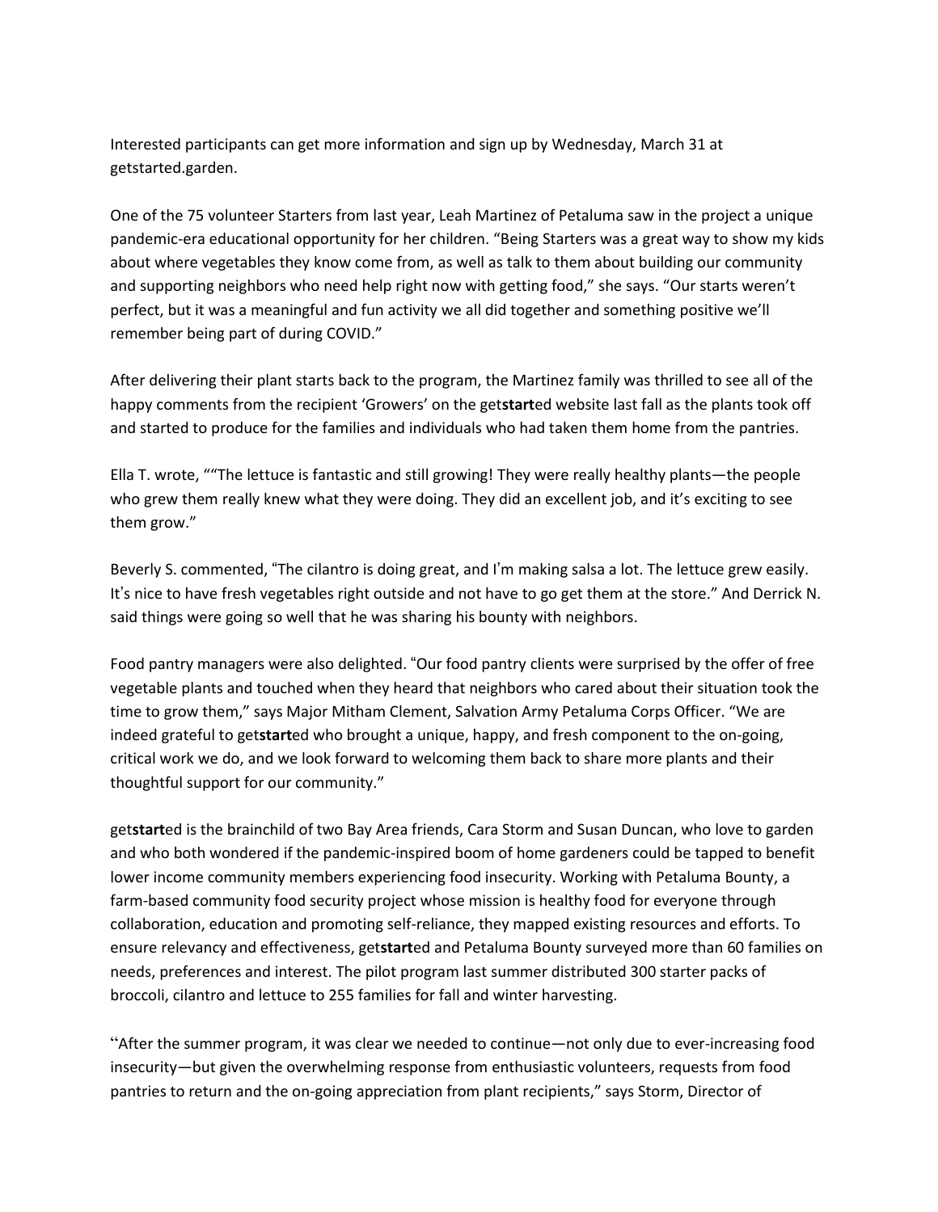Interested participants can get more information and sign up by Wednesday, March 31 at getstarted.garden.

One of the 75 volunteer Starters from last year, Leah Martinez of Petaluma saw in the project a unique pandemic-era educational opportunity for her children. "Being Starters was a great way to show my kids about where vegetables they know come from, as well as talk to them about building our community and supporting neighbors who need help right now with getting food," she says. "Our starts weren't perfect, but it was a meaningful and fun activity we all did together and something positive we'll remember being part of during COVID."

After delivering their plant starts back to the program, the Martinez family was thrilled to see all of the happy comments from the recipient 'Growers' on the get**start**ed website last fall as the plants took off and started to produce for the families and individuals who had taken them home from the pantries.

Ella T. wrote, ""The lettuce is fantastic and still growing! They were really healthy plants—the people who grew them really knew what they were doing. They did an excellent job, and it's exciting to see them grow."

Beverly S. commented, "The cilantro is doing great, and I'm making salsa a lot. The lettuce grew easily. It's nice to have fresh vegetables right outside and not have to go get them at the store." And Derrick N. said things were going so well that he was sharing his bounty with neighbors.

Food pantry managers were also delighted. "Our food pantry clients were surprised by the offer of free vegetable plants and touched when they heard that neighbors who cared about their situation took the time to grow them," says Major Mitham Clement, Salvation Army Petaluma Corps Officer. "We are indeed grateful to get**start**ed who brought a unique, happy, and fresh component to the on-going, critical work we do, and we look forward to welcoming them back to share more plants and their thoughtful support for our community."

get**start**ed is the brainchild of two Bay Area friends, Cara Storm and Susan Duncan, who love to garden and who both wondered if the pandemic-inspired boom of home gardeners could be tapped to benefit lower income community members experiencing food insecurity. Working with Petaluma Bounty, a farm-based community food security project whose mission is healthy food for everyone through collaboration, education and promoting self-reliance, they mapped existing resources and efforts. To ensure relevancy and effectiveness, get**start**ed and Petaluma Bounty surveyed more than 60 families on needs, preferences and interest. The pilot program last summer distributed 300 starter packs of broccoli, cilantro and lettuce to 255 families for fall and winter harvesting.

"After the summer program, it was clear we needed to continue—not only due to ever-increasing food insecurity—but given the overwhelming response from enthusiastic volunteers, requests from food pantries to return and the on-going appreciation from plant recipients," says Storm, Director of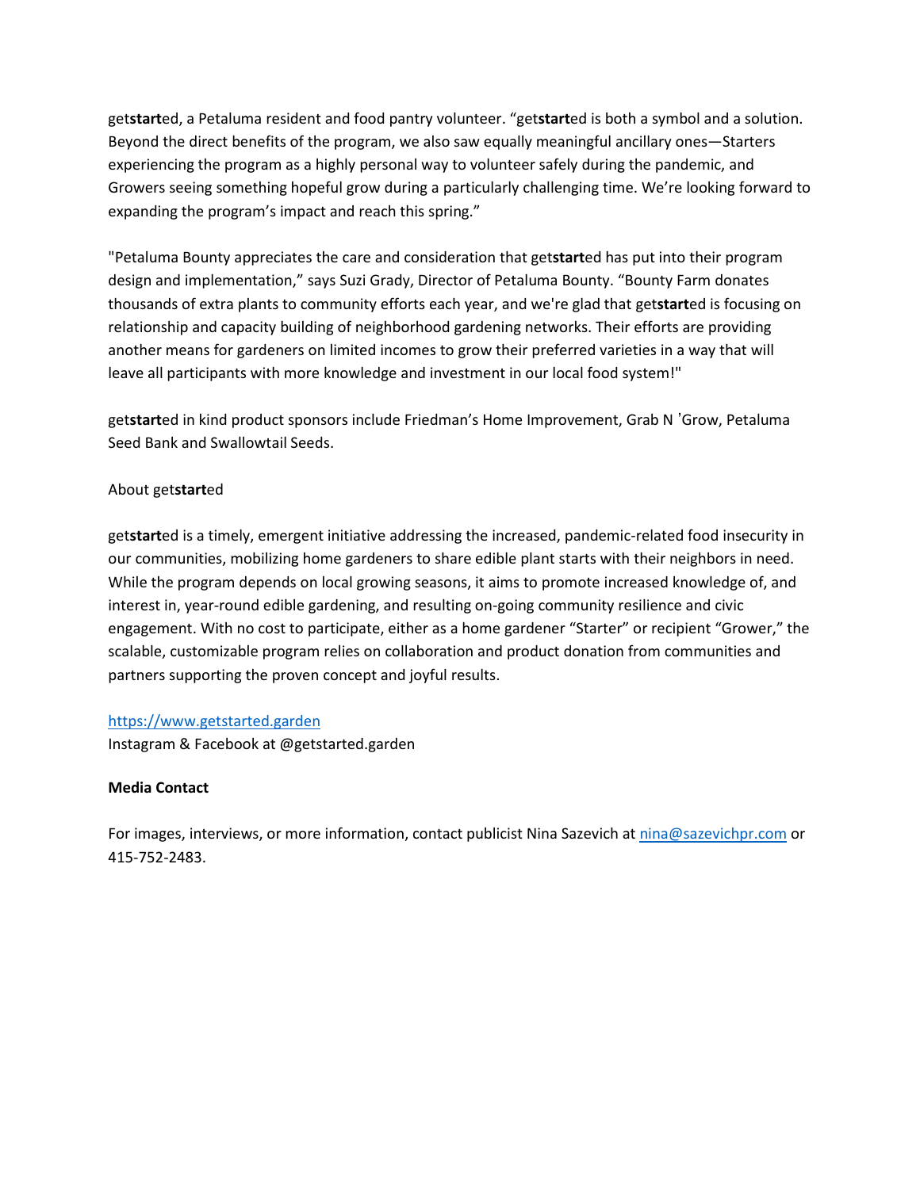get**start**ed, a Petaluma resident and food pantry volunteer. “get**start**ed is both a symbol and a solution. Beyond the direct benefits of the program, we also saw equally meaningful ancillary ones—Starters experiencing the program as a highly personal way to volunteer safely during the pandemic, and Growers seeing something hopeful grow during a particularly challenging time. We’re looking forward to expanding the program’s impact and reach this spring.”

"Petaluma Bounty appreciates the care and consideration that get**start**ed has put into their program design and implementation,” says Suzi Grady, Director of Petaluma Bounty. “Bounty Farm donates thousands of extra plants to community efforts each year, and we're glad that get**start**ed is focusing on relationship and capacity building of neighborhood gardening networks. Their efforts are providing another means for gardeners on limited incomes to grow their preferred varieties in a way that will leave all participants with more knowledge and investment in our local food system!"

get**start**ed in kind product sponsors include Friedman’s Home Improvement, Grab N ʾGrow, Petaluma Seed Bank and Swallowtail Seeds.

About get**start**ed

get**start**ed is a timely, emergent initiative addressing the increased, pandemic-related food insecurity in our communities, mobilizing home gardeners to share edible plant starts with their neighbors in need. While the program depends on local growing seasons, it aims to promote increased knowledge of, and interest in, year-round edible gardening, and resulting on-going community resilience and civic engagement. With no cost to participate, either as a home gardener “Starter” or recipient “Grower,” the scalable, customizable program relies on collaboration and product donation from communities and partners supporting the proven concept and joyful results.

https://www.getstarted.garden
Instagram & Facebook at @getstarted.garden

**Media Contact**

For images, interviews, or more information, contact publicist Nina Sazevich at nina@sazevichpr.com or 415-752-2483.